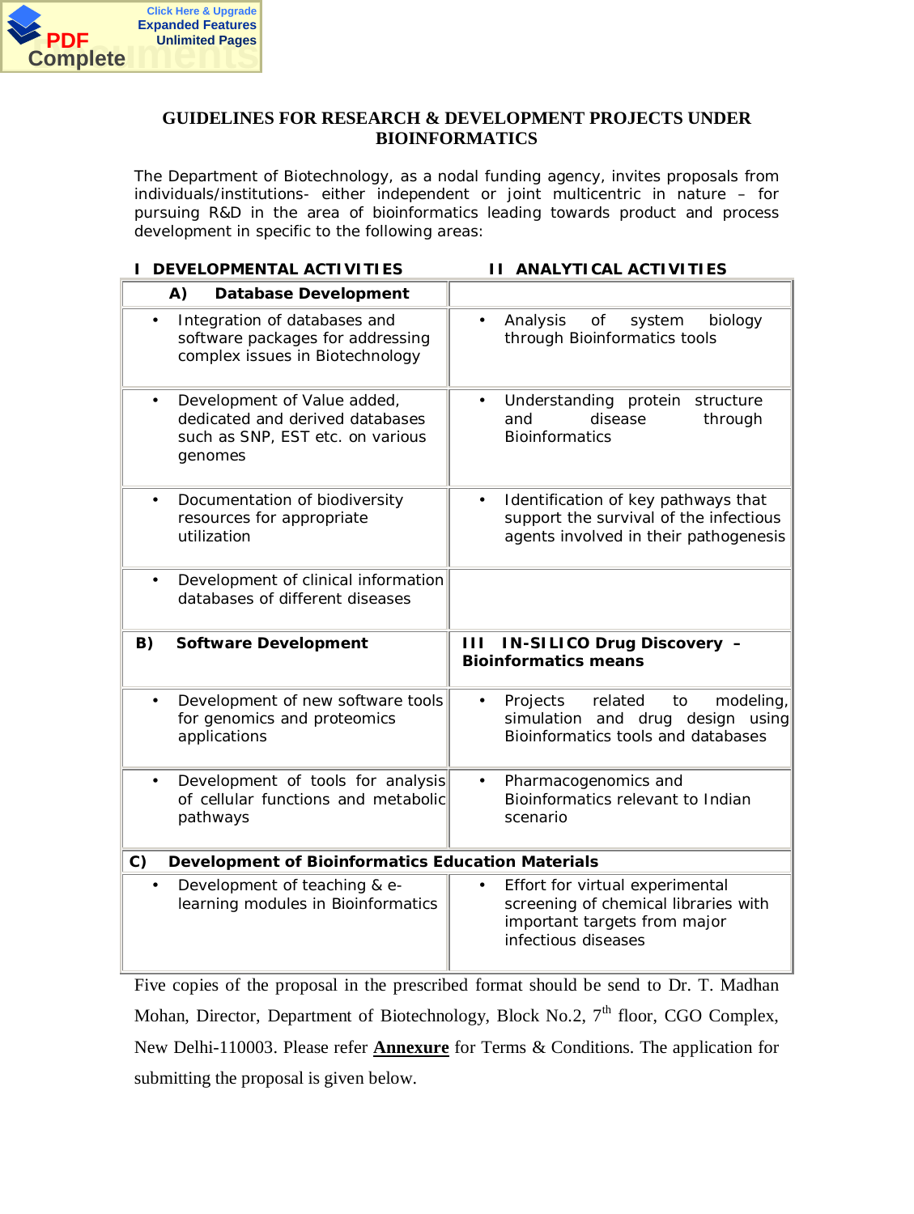# GUIDELINES FOR RESEARCH & DEVELOPMENT PROJECTS UNDER BIOINFORMATICS

The Department of Biotechnology, as a nodal funding agency, invites proposals from individuals/institutions- either independent or joint multicentric in nature – for pursuing R&D in the area of bioinformatics leading towards product and process development in specific to the following areas:

| **I DEVELOPMENTAL ACTIVITIES** | **II ANALYTICAL ACTIVITIES** |
|---|---|
| **A) Database Development** | |
| • Integration of databases and software packages for addressing complex issues in Biotechnology | • Analysis of system biology through Bioinformatics tools |
| • Development of Value added, dedicated and derived databases such as SNP, EST etc. on various genomes | • Understanding protein structure and disease through Bioinformatics |
| • Documentation of biodiversity resources for appropriate utilization | • Identification of key pathways that support the survival of the infectious agents involved in their pathogenesis |
| • Development of clinical information databases of different diseases | |
| **B) Software Development** | **III IN-SILICO Drug Discovery – Bioinformatics means** |
| • Development of new software tools for genomics and proteomics applications | • Projects related to modeling, simulation and drug design using Bioinformatics tools and databases |
| • Development of tools for analysis of cellular functions and metabolic pathways | • Pharmacogenomics and Bioinformatics relevant to Indian scenario |
| **C) Development of Bioinformatics Education Materials** | |
| • Development of teaching & e-learning modules in Bioinformatics | • Effort for virtual experimental screening of chemical libraries with important targets from major infectious diseases |

Five copies of the proposal in the prescribed format should be send to Dr. T. Madhan Mohan, Director, Department of Biotechnology, Block No.2, 7th floor, CGO Complex, New Delhi-110003. Please refer **Annexure** for Terms & Conditions. The application for submitting the proposal is given below.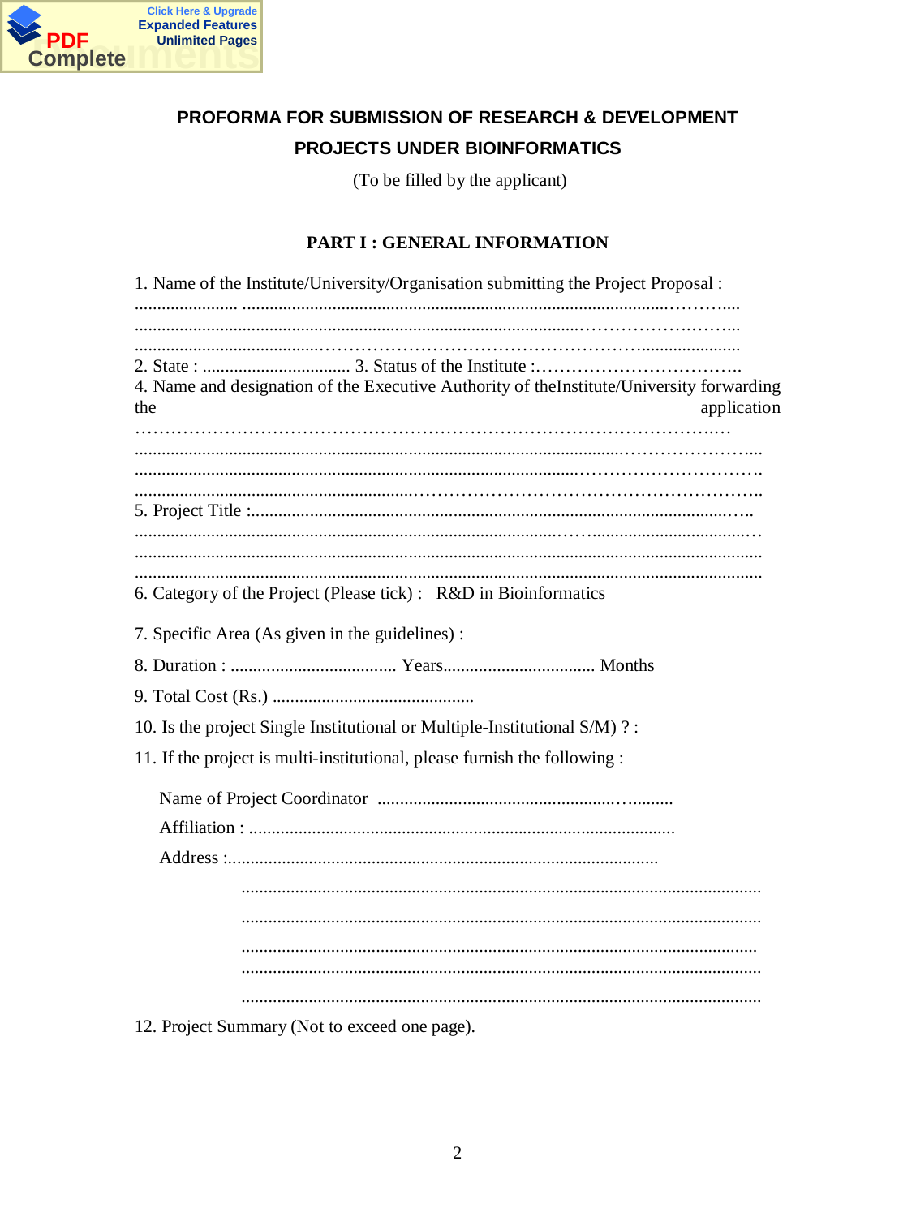**PROFORMA FOR SUBMISSION OF RESEARCH & DEVELOPMENT PROJECTS UNDER BIOINFORMATICS**

(To be filled by the applicant)

## PART I : GENERAL INFORMATION

1. Name of the Institute/University/Organisation submitting the Project Proposal :
......................... ...............................................................................................………....
.....................................................................................................................……………….……...
...........................................………………………………………………......................

2. State : ................................. 3. Status of the Institute :……………………………..

4. Name and designation of the Executive Authority of theInstitute/University forwarding the application
……………………………………………………………………………………..…
................................................................................................................…………………....
......................................................................................................………………………..
............................................................………………………………………………..

5. Project Title :.......................................................................................................…..
.......................................................................................................……..................................…
...........................................................................................................................................
...........................................................................................................................................

6. Category of the Project (Please tick) : R&D in Bioinformatics

7. Specific Area (As given in the guidelines) :

8. Duration : ..................................... Years.................................. Months

9. Total Cost (Rs.) .............................................

10. Is the project Single Institutional or Multiple-Institutional S/M) ? :

11. If the project is multi-institutional, please furnish the following :

Name of Project Coordinator ..................................................….........

Affiliation : ..............................................................................................

Address :................................................................................................

...................................................................................................................
...................................................................................................................
..................................................................................................................
...................................................................................................................
...................................................................................................................

12. Project Summary (Not to exceed one page).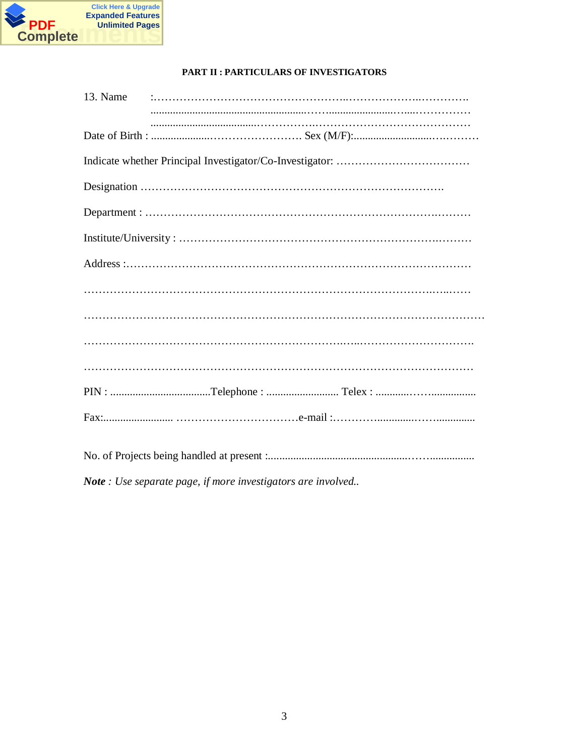## PART II : PARTICULARS OF INVESTIGATORS

13. Name :……………………………………………..………………..………….
.......................................................……....................…....……………
......................................…………….………………………………………

Date of Birth : .....................…………………… Sex (M/F):..........................….………

Indicate whether Principal Investigator/Co-Investigator: ………………………………

Designation ……………………………………………………………………….

Department : ……………………………………………………………….………

Institute/University : …………………………………………………………..………

Address :…………………………………………………………………………………

………………………………………………………………………………..…...……

……………………………………………………………………………….……………

…………………………………………………………..…...………………………….

………………………………………………………………………………………….

PIN : ....................................Telephone : .......................... Telex : ............……................

Fax:......................... ……………………………e-mail :………….............……..............

No. of Projects being handled at present :...................................................……................

***Note*** *: Use separate page, if more investigators are involved..*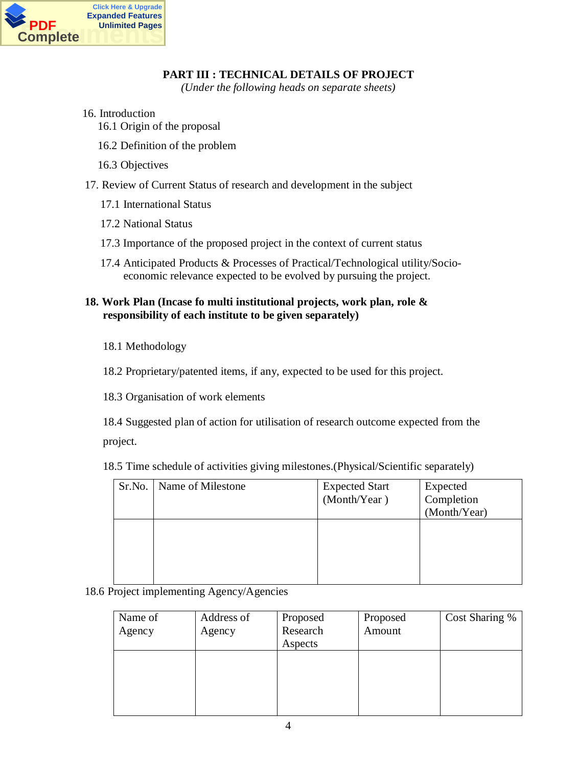## PART III : TECHNICAL DETAILS OF PROJECT

*(Under the following heads on separate sheets)*

16. Introduction
    - 16.1 Origin of the proposal
    - 16.2 Definition of the problem
    - 16.3 Objectives
17. Review of Current Status of research and development in the subject
    - 17.1 International Status
    - 17.2 National Status
    - 17.3 Importance of the proposed project in the context of current status
    - 17.4 Anticipated Products & Processes of Practical/Technological utility/Socio-economic relevance expected to be evolved by pursuing the project.

**18. Work Plan (Incase fo multi institutional projects, work plan, role & responsibility of each institute to be given separately)**

18.1 Methodology

18.2 Proprietary/patented items, if any, expected to be used for this project.

18.3 Organisation of work elements

18.4 Suggested plan of action for utilisation of research outcome expected from the project.

18.5 Time schedule of activities giving milestones.(Physical/Scientific separately)

| Sr.No. | Name of Milestone | Expected Start (Month/Year ) | Expected Completion (Month/Year) |
|---|---|---|---|
| | | | |

18.6 Project implementing Agency/Agencies

| Name of Agency | Address of Agency | Proposed Research Aspects | Proposed Amount | Cost Sharing % |
|---|---|---|---|---|
| | | | | |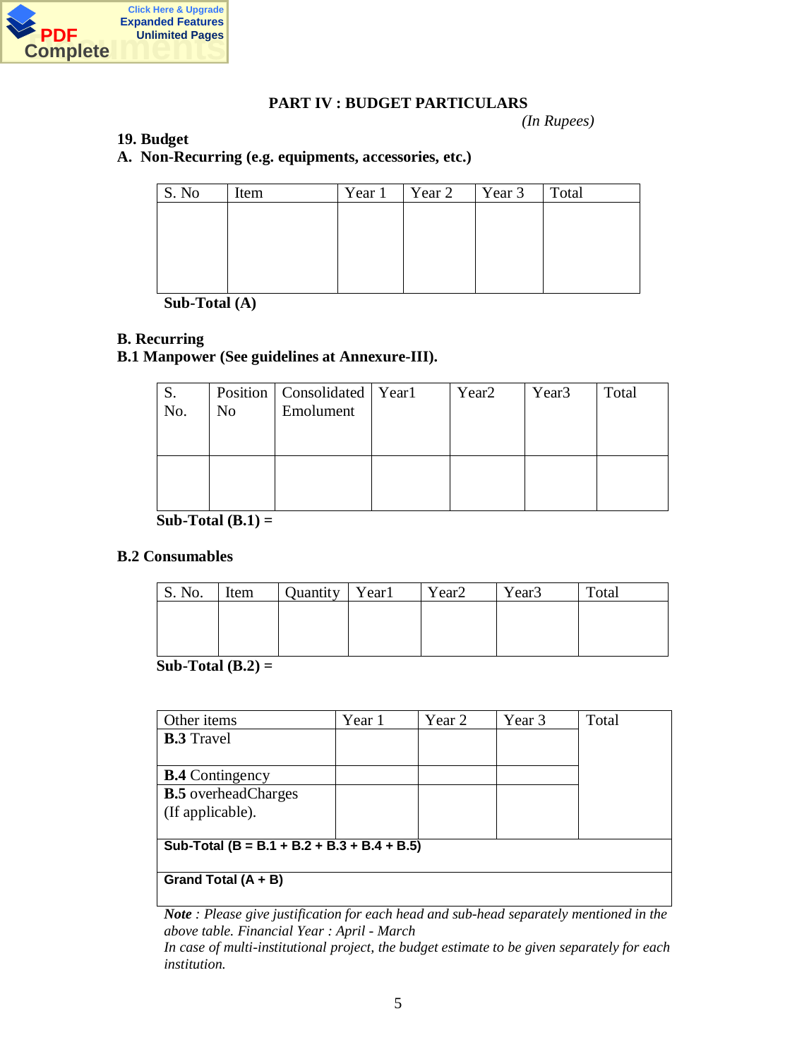## PART IV : BUDGET PARTICULARS

*(In Rupees)*

**19. Budget**

**A. Non-Recurring (e.g. equipments, accessories, etc.)**

| S. No | Item | Year 1 | Year 2 | Year 3 | Total |
|---|---|---|---|---|---|
| | | | | | |

**Sub-Total (A)**

**B. Recurring**

**B.1 Manpower (See guidelines at Annexure-III).**

| S. No. | Position No | Consolidated Emolument | Year1 | Year2 | Year3 | Total |
|---|---|---|---|---|---|---|
| | | | | | | |

**Sub-Total (B.1) =**

**B.2 Consumables**

| S. No. | Item | Quantity | Year1 | Year2 | Year3 | Total |
|---|---|---|---|---|---|---|
| | | | | | | |

**Sub-Total (B.2) =**

| Other items | Year 1 | Year 2 | Year 3 | Total |
|---|---|---|---|---|
| **B.3** Travel | | | | |
| **B.4** Contingency | | | | |
| **B.5** overheadCharges (If applicable). | | | | |
| **Sub-Total (B = B.1 + B.2 + B.3 + B.4 + B.5)** | | | | |
| **Grand Total (A + B)** | | | | |

***Note*** *: Please give justification for each head and sub-head separately mentioned in the above table. Financial Year : April - March*

*In case of multi-institutional project, the budget estimate to be given separately for each institution.*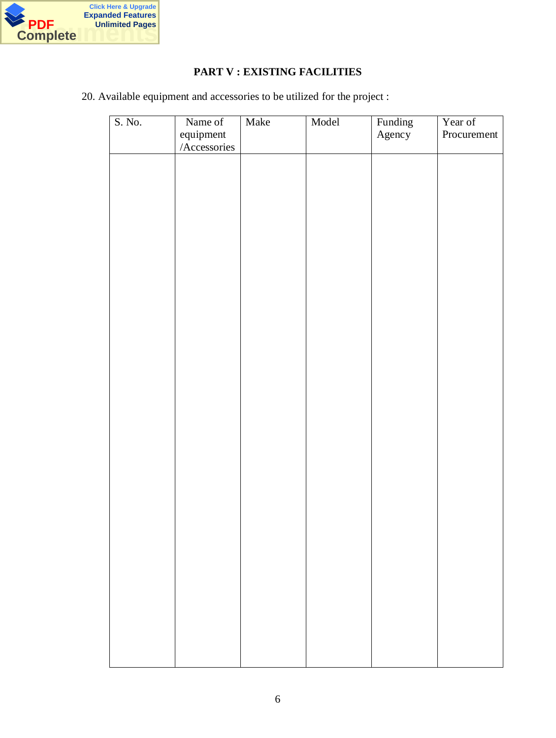## PART V : EXISTING FACILITIES

20. Available equipment and accessories to be utilized for the project :

| S. No. | Name of equipment /Accessories | Make | Model | Funding Agency | Year of Procurement |
|---|---|---|---|---|---|
| | | | | | |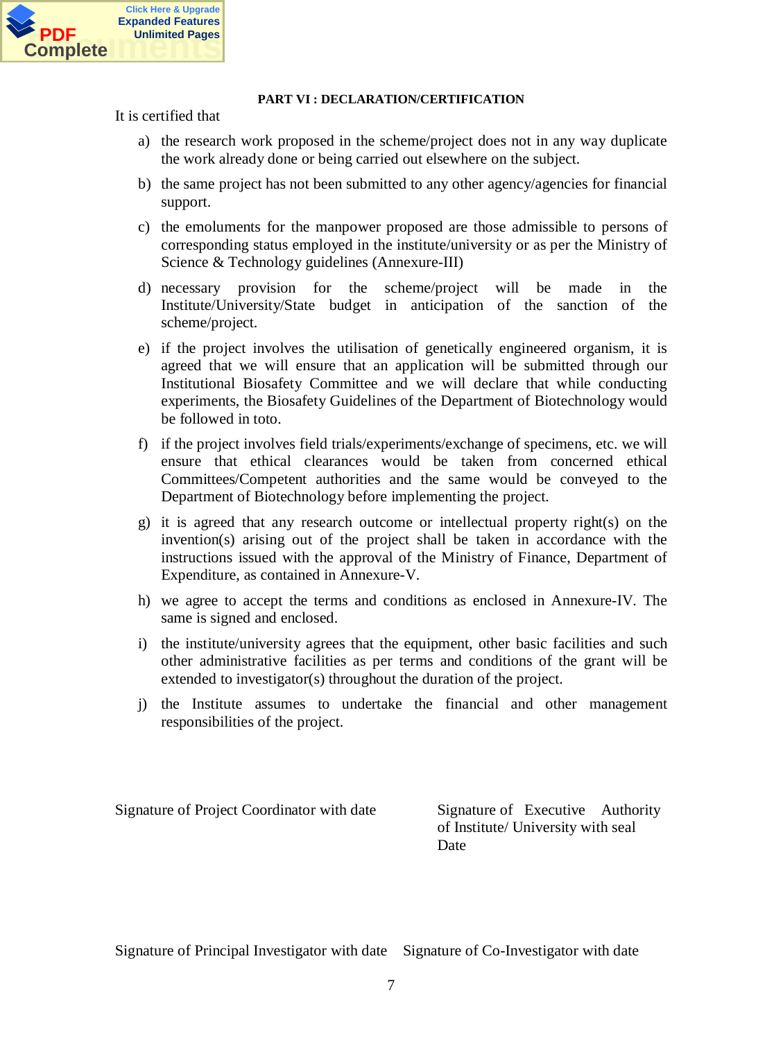**PART VI : DECLARATION/CERTIFICATION**

It is certified that

a) the research work proposed in the scheme/project does not in any way duplicate the work already done or being carried out elsewhere on the subject.

b) the same project has not been submitted to any other agency/agencies for financial support.

c) the emoluments for the manpower proposed are those admissible to persons of corresponding status employed in the institute/university or as per the Ministry of Science & Technology guidelines (Annexure-III)

d) necessary provision for the scheme/project will be made in the Institute/University/State budget in anticipation of the sanction of the scheme/project.

e) if the project involves the utilisation of genetically engineered organism, it is agreed that we will ensure that an application will be submitted through our Institutional Biosafety Committee and we will declare that while conducting experiments, the Biosafety Guidelines of the Department of Biotechnology would be followed in toto.

f) if the project involves field trials/experiments/exchange of specimens, etc. we will ensure that ethical clearances would be taken from concerned ethical Committees/Competent authorities and the same would be conveyed to the Department of Biotechnology before implementing the project.

g) it is agreed that any research outcome or intellectual property right(s) on the invention(s) arising out of the project shall be taken in accordance with the instructions issued with the approval of the Ministry of Finance, Department of Expenditure, as contained in Annexure-V.

h) we agree to accept the terms and conditions as enclosed in Annexure-IV. The same is signed and enclosed.

i) the institute/university agrees that the equipment, other basic facilities and such other administrative facilities as per terms and conditions of the grant will be extended to investigator(s) throughout the duration of the project.

j) the Institute assumes to undertake the financial and other management responsibilities of the project.

Signature of Project Coordinator with date

Signature of Executive Authority of Institute/ University with seal
Date

Signature of Principal Investigator with date

Signature of Co-Investigator with date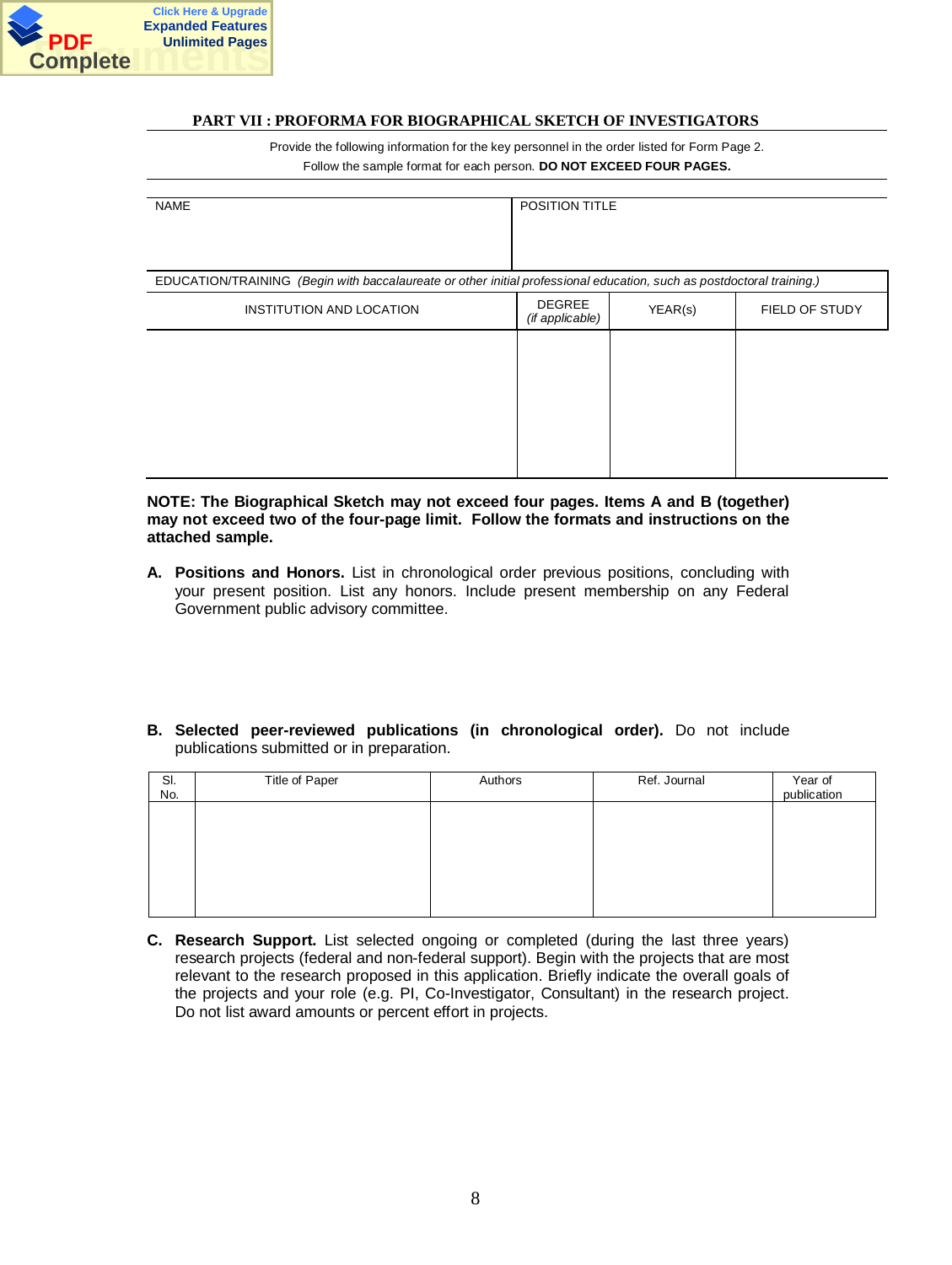## PART VII : PROFORMA FOR BIOGRAPHICAL SKETCH OF INVESTIGATORS

Provide the following information for the key personnel in the order listed for Form Page 2.
Follow the sample format for each person. **DO NOT EXCEED FOUR PAGES.**

| NAME | POSITION TITLE |
|---|---|
| | |

EDUCATION/TRAINING *(Begin with baccalaureate or other initial professional education, such as postdoctoral training.)*

| INSTITUTION AND LOCATION | DEGREE *(if applicable)* | YEAR(s) | FIELD OF STUDY |
|---|---|---|---|
| | | | |

**NOTE: The Biographical Sketch may not exceed four pages. Items A and B (together) may not exceed two of the four-page limit. Follow the formats and instructions on the attached sample.**

**A. Positions and Honors.** List in chronological order previous positions, concluding with your present position. List any honors. Include present membership on any Federal Government public advisory committee.

**B. Selected peer-reviewed publications (in chronological order).** Do not include publications submitted or in preparation.

| Sl. No. | Title of Paper | Authors | Ref. Journal | Year of publication |
|---|---|---|---|---|
| | | | | |

**C. Research Support.** List selected ongoing or completed (during the last three years) research projects (federal and non-federal support). Begin with the projects that are most relevant to the research proposed in this application. Briefly indicate the overall goals of the projects and your role (e.g. PI, Co-Investigator, Consultant) in the research project. Do not list award amounts or percent effort in projects.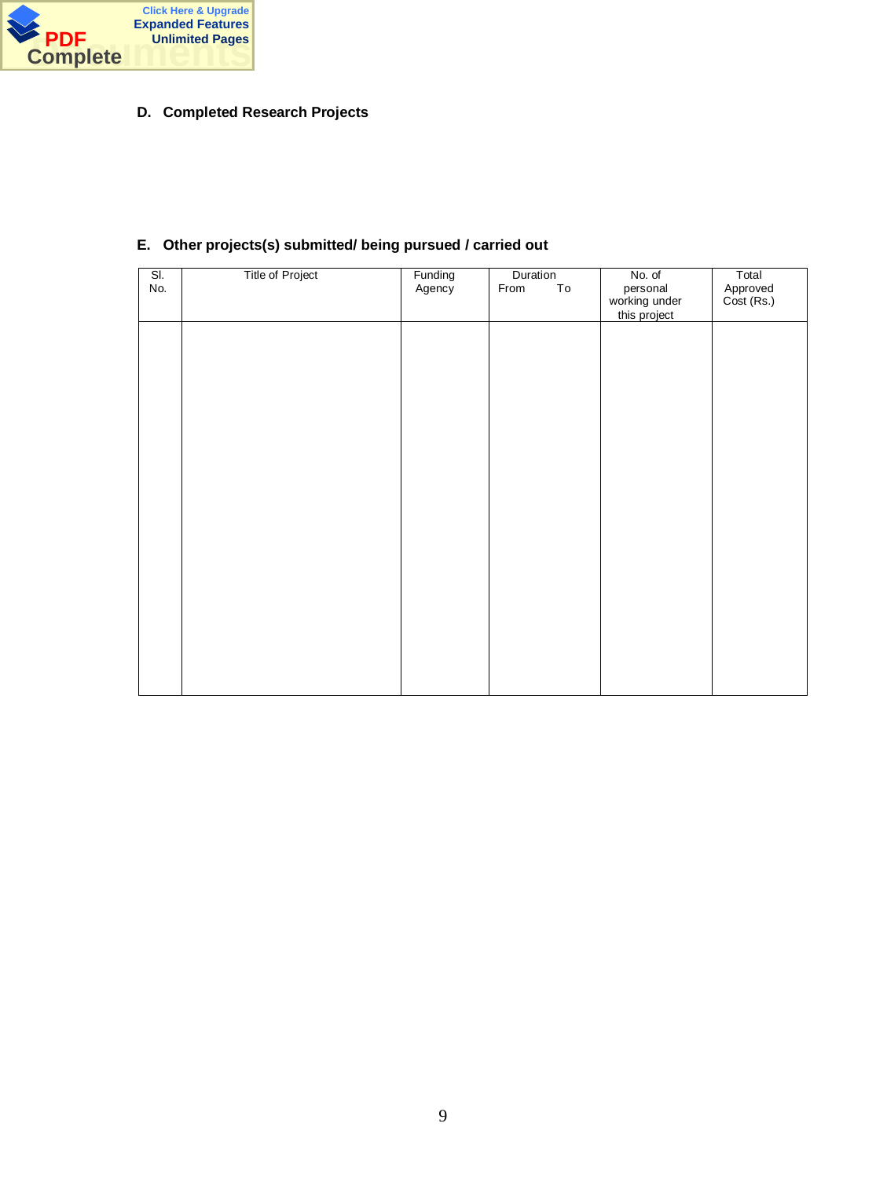**D. Completed Research Projects**

**E. Other projects(s) submitted/ being pursued / carried out**

| Sl. No. | Title of Project | Funding Agency | Duration From To | No. of personal working under this project | Total Approved Cost (Rs.) |
|---|---|---|---|---|---|
| | | | | | |